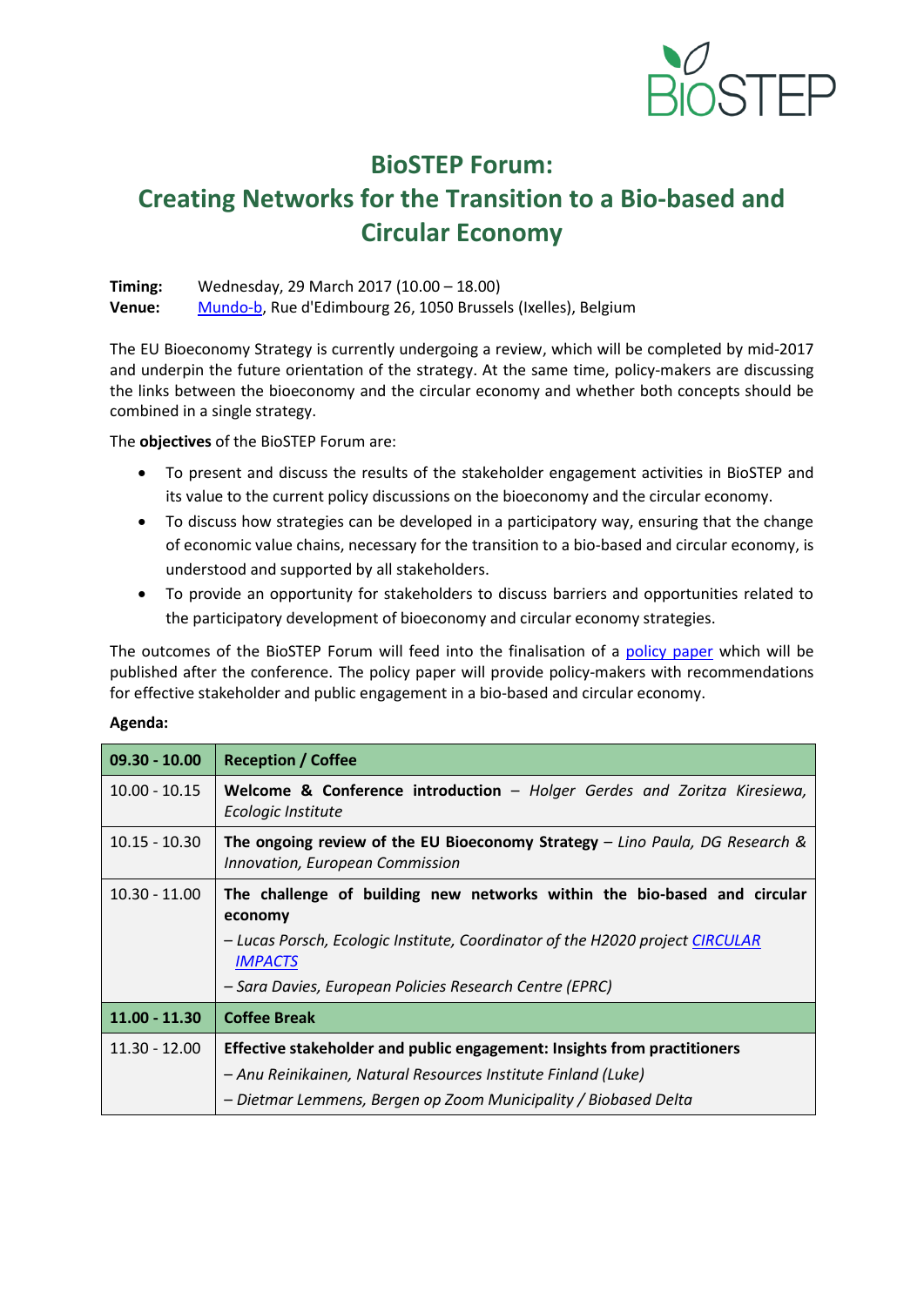# BioSTEP Forum: Creating Networks for the Transition to a Bio-based and Circular Economy

**Timing:** Wednesday, 29 March 2017 (10.00 – 18.00)
**Venue:** Mundo-b, Rue d'Edimbourg 26, 1050 Brussels (Ixelles), Belgium

The EU Bioeconomy Strategy is currently undergoing a review, which will be completed by mid-2017 and underpin the future orientation of the strategy. At the same time, policy-makers are discussing the links between the bioeconomy and the circular economy and whether both concepts should be combined in a single strategy.

The **objectives** of the BioSTEP Forum are:

- To present and discuss the results of the stakeholder engagement activities in BioSTEP and its value to the current policy discussions on the bioeconomy and the circular economy.
- To discuss how strategies can be developed in a participatory way, ensuring that the change of economic value chains, necessary for the transition to a bio-based and circular economy, is understood and supported by all stakeholders.
- To provide an opportunity for stakeholders to discuss barriers and opportunities related to the participatory development of bioeconomy and circular economy strategies.

The outcomes of the BioSTEP Forum will feed into the finalisation of a policy paper which will be published after the conference. The policy paper will provide policy-makers with recommendations for effective stakeholder and public engagement in a bio-based and circular economy.

**Agenda:**

| | |
|---|---|
| **09.30 - 10.00** | **Reception / Coffee** |
| 10.00 - 10.15 | **Welcome & Conference introduction** – *Holger Gerdes and Zoritza Kiresiewa, Ecologic Institute* |
| 10.15 - 10.30 | **The ongoing review of the EU Bioeconomy Strategy** – *Lino Paula, DG Research & Innovation, European Commission* |
| 10.30 - 11.00 | **The challenge of building new networks within the bio-based and circular economy**<br>*– Lucas Porsch, Ecologic Institute, Coordinator of the H2020 project CIRCULAR IMPACTS*<br>*– Sara Davies, European Policies Research Centre (EPRC)* |
| **11.00 - 11.30** | **Coffee Break** |
| 11.30 - 12.00 | **Effective stakeholder and public engagement: Insights from practitioners**<br>*– Anu Reinikainen, Natural Resources Institute Finland (Luke)*<br>*– Dietmar Lemmens, Bergen op Zoom Municipality / Biobased Delta* |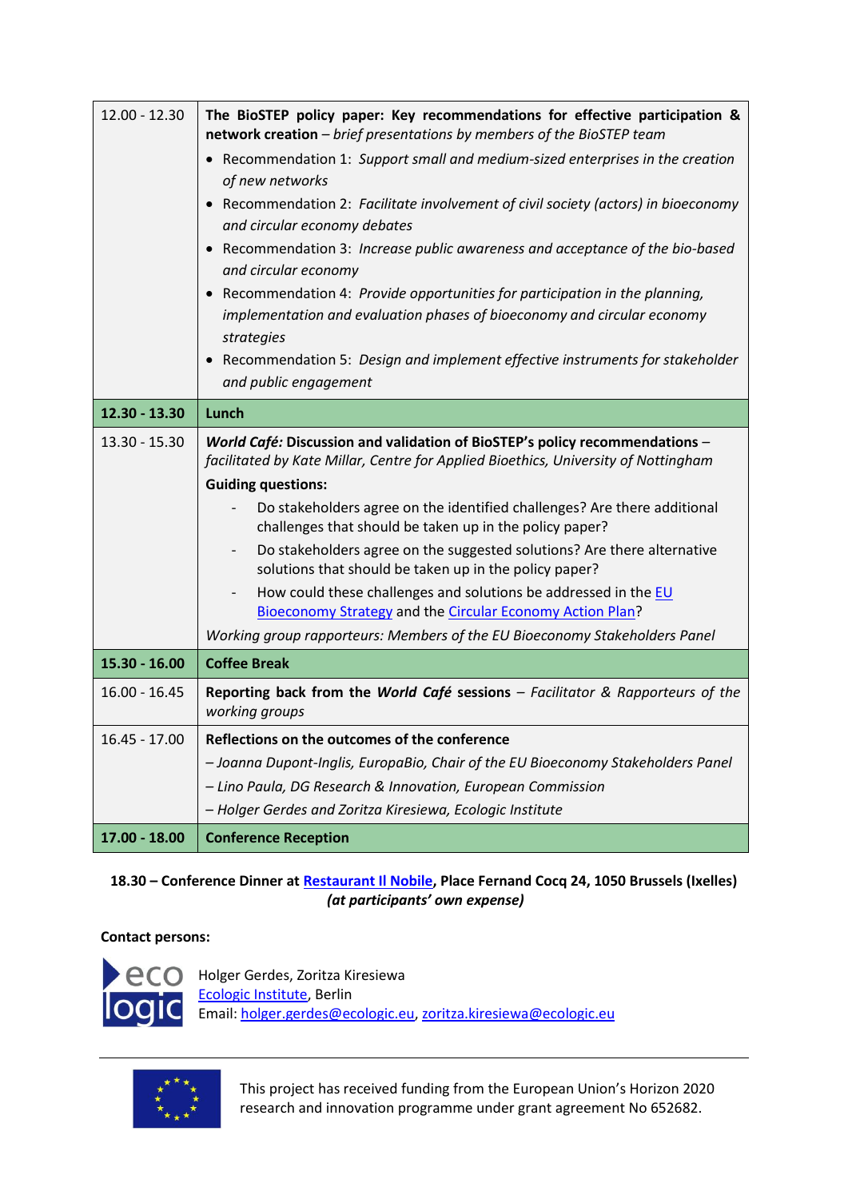| | |
|---|---|
| 12.00 - 12.30 | **The BioSTEP policy paper: Key recommendations for effective participation & network creation** – *brief presentations by members of the BioSTEP team*<br>• Recommendation 1: *Support small and medium-sized enterprises in the creation of new networks*<br>• Recommendation 2: *Facilitate involvement of civil society (actors) in bioeconomy and circular economy debates*<br>• Recommendation 3: *Increase public awareness and acceptance of the bio-based and circular economy*<br>• Recommendation 4: *Provide opportunities for participation in the planning, implementation and evaluation phases of bioeconomy and circular economy strategies*<br>• Recommendation 5: *Design and implement effective instruments for stakeholder and public engagement* |
| **12.30 - 13.30** | **Lunch** |
| 13.30 - 15.30 | ***World Café:* Discussion and validation of BioSTEP's policy recommendations** – *facilitated by Kate Millar, Centre for Applied Bioethics, University of Nottingham*<br>**Guiding questions:**<br>- Do stakeholders agree on the identified challenges? Are there additional challenges that should be taken up in the policy paper?<br>- Do stakeholders agree on the suggested solutions? Are there alternative solutions that should be taken up in the policy paper?<br>- How could these challenges and solutions be addressed in the EU Bioeconomy Strategy and the Circular Economy Action Plan?<br>*Working group rapporteurs: Members of the EU Bioeconomy Stakeholders Panel* |
| **15.30 - 16.00** | **Coffee Break** |
| 16.00 - 16.45 | **Reporting back from the *World Café* sessions** – *Facilitator & Rapporteurs of the working groups* |
| 16.45 - 17.00 | **Reflections on the outcomes of the conference**<br>*– Joanna Dupont-Inglis, EuropaBio, Chair of the EU Bioeconomy Stakeholders Panel*<br>*– Lino Paula, DG Research & Innovation, European Commission*<br>*– Holger Gerdes and Zoritza Kiresiewa, Ecologic Institute* |
| **17.00 - 18.00** | **Conference Reception** |

**18.30 – Conference Dinner at Restaurant Il Nobile, Place Fernand Cocq 24, 1050 Brussels (Ixelles)**
***(at participants' own expense)***

**Contact persons:**

Holger Gerdes, Zoritza Kiresiewa
Ecologic Institute, Berlin
Email: holger.gerdes@ecologic.eu, zoritza.kiresiewa@ecologic.eu

This project has received funding from the European Union's Horizon 2020 research and innovation programme under grant agreement No 652682.